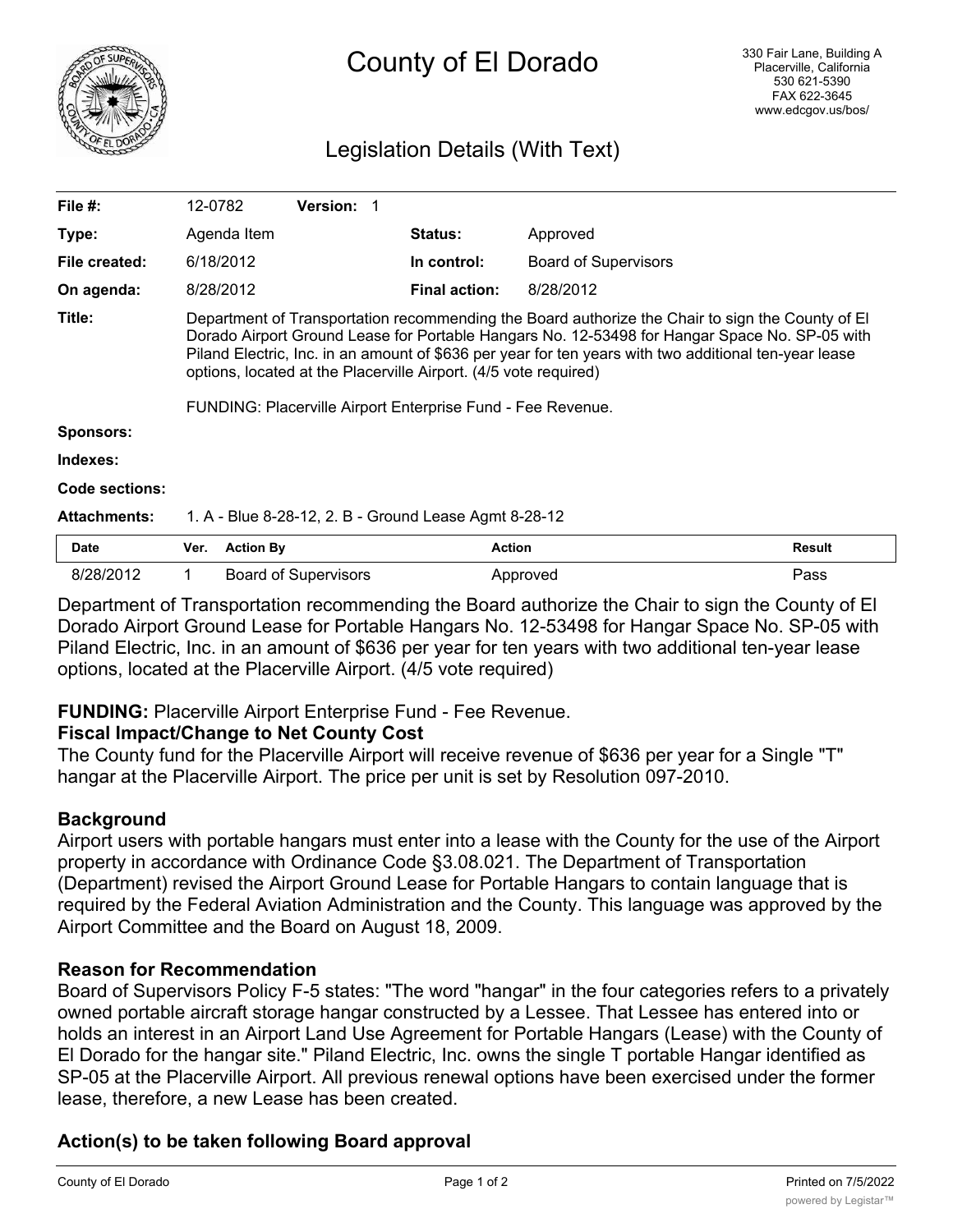# County of El Dorado

330 Fair Lane, Building A
Placerville, California
530 621-5390
FAX 622-3645
www.edcgov.us/bos/

## Legislation Details (With Text)

| | | | |
|---|---|---|---|
| **File #:** | 12-0782 **Version:** 1 | | |
| **Type:** | Agenda Item | **Status:** | Approved |
| **File created:** | 6/18/2012 | **In control:** | Board of Supervisors |
| **On agenda:** | 8/28/2012 | **Final action:** | 8/28/2012 |

**Title:** Department of Transportation recommending the Board authorize the Chair to sign the County of El Dorado Airport Ground Lease for Portable Hangars No. 12-53498 for Hangar Space No. SP-05 with Piland Electric, Inc. in an amount of $636 per year for ten years with two additional ten-year lease options, located at the Placerville Airport. (4/5 vote required)

FUNDING: Placerville Airport Enterprise Fund - Fee Revenue.

**Sponsors:**

**Indexes:**

**Code sections:**

**Attachments:** 1. A - Blue 8-28-12, 2. B - Ground Lease Agmt 8-28-12

| Date | Ver. | Action By | Action | Result |
|---|---|---|---|---|
| 8/28/2012 | 1 | Board of Supervisors | Approved | Pass |

Department of Transportation recommending the Board authorize the Chair to sign the County of El Dorado Airport Ground Lease for Portable Hangars No. 12-53498 for Hangar Space No. SP-05 with Piland Electric, Inc. in an amount of $636 per year for ten years with two additional ten-year lease options, located at the Placerville Airport. (4/5 vote required)

**FUNDING:** Placerville Airport Enterprise Fund - Fee Revenue.

**Fiscal Impact/Change to Net County Cost**

The County fund for the Placerville Airport will receive revenue of $636 per year for a Single "T" hangar at the Placerville Airport. The price per unit is set by Resolution 097-2010.

### Background

Airport users with portable hangars must enter into a lease with the County for the use of the Airport property in accordance with Ordinance Code §3.08.021. The Department of Transportation (Department) revised the Airport Ground Lease for Portable Hangars to contain language that is required by the Federal Aviation Administration and the County. This language was approved by the Airport Committee and the Board on August 18, 2009.

### Reason for Recommendation

Board of Supervisors Policy F-5 states: "The word "hangar" in the four categories refers to a privately owned portable aircraft storage hangar constructed by a Lessee. That Lessee has entered into or holds an interest in an Airport Land Use Agreement for Portable Hangars (Lease) with the County of El Dorado for the hangar site." Piland Electric, Inc. owns the single T portable Hangar identified as SP-05 at the Placerville Airport. All previous renewal options have been exercised under the former lease, therefore, a new Lease has been created.

### Action(s) to be taken following Board approval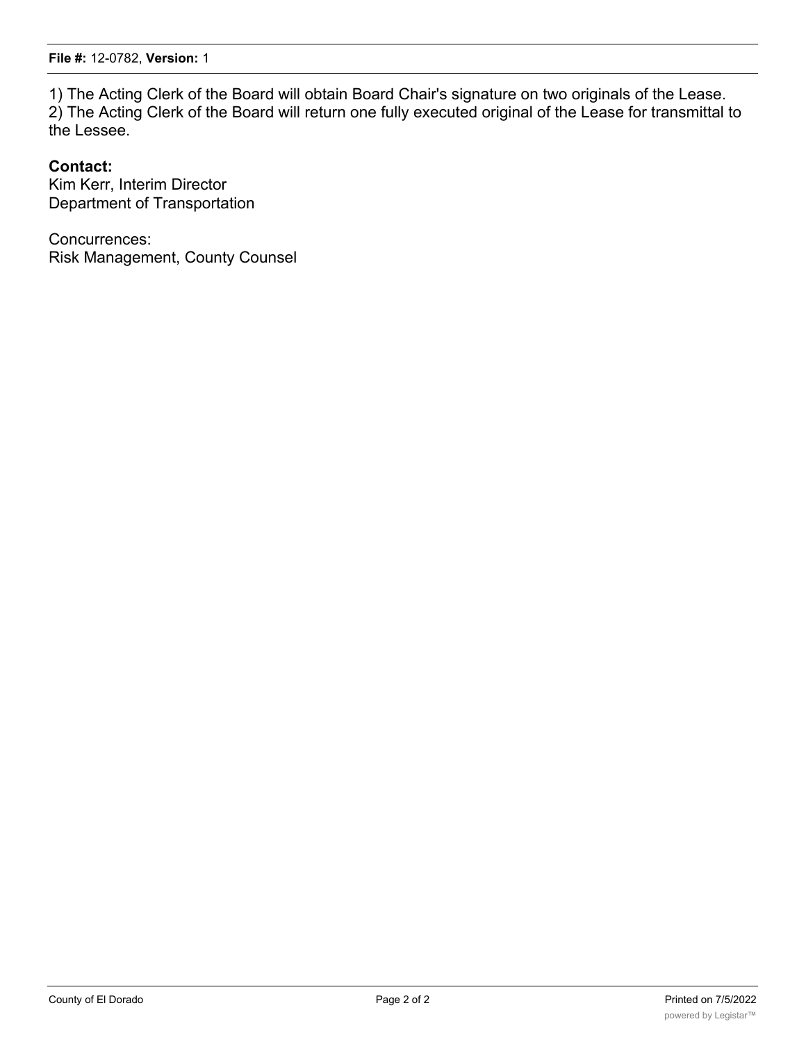1) The Acting Clerk of the Board will obtain Board Chair's signature on two originals of the Lease.
2) The Acting Clerk of the Board will return one fully executed original of the Lease for transmittal to the Lessee.

**Contact:**
Kim Kerr, Interim Director
Department of Transportation

Concurrences:
Risk Management, County Counsel